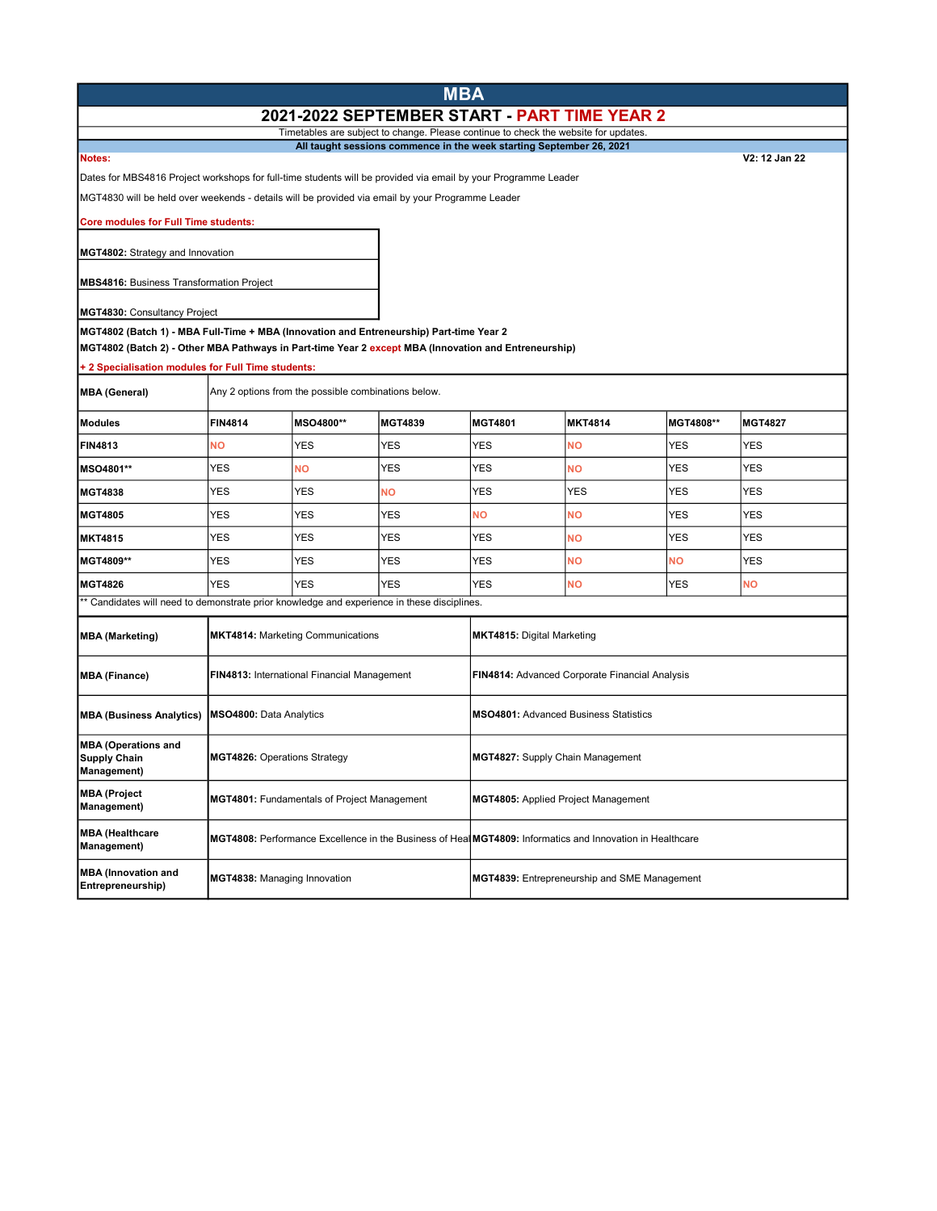# MBA

## 2021-2022 SEPTEMBER START - PART TIME YEAR 2

Timetables are subject to change. Please continue to check the website for updates.

**All taught sessions commence in the week starting September 26, 2021**

**Notes:**

**V2: 12 Jan 22**

Dates for MBS4816 Project workshops for full-time students will be provided via email by your Programme Leader

MGT4830 will be held over weekends - details will be provided via email by your Programme Leader

**Core modules for Full Time students:**

**MGT4802:** Strategy and Innovation

**MBS4816:** Business Transformation Project

**MGT4830:** Consultancy Project

**MGT4802 (Batch 1) - MBA Full-Time + MBA (Innovation and Entreneurship) Part-time Year 2**

**MGT4802 (Batch 2) - Other MBA Pathways in Part-time Year 2 except MBA (Innovation and Entreneurship)**

**+ 2 Specialisation modules for Full Time students:**

**MBA (General)** — Any 2 options from the possible combinations below.

| Modules | FIN4814 | MSO4800** | MGT4839 | MGT4801 | MKT4814 | MGT4808** | MGT4827 |
|---|---|---|---|---|---|---|---|
| FIN4813 | NO | YES | YES | YES | NO | YES | YES |
| MSO4801** | YES | NO | YES | YES | NO | YES | YES |
| MGT4838 | YES | YES | NO | YES | YES | YES | YES |
| MGT4805 | YES | YES | YES | NO | NO | YES | YES |
| MKT4815 | YES | YES | YES | YES | NO | YES | YES |
| MGT4809** | YES | YES | YES | YES | NO | NO | YES |
| MGT4826 | YES | YES | YES | YES | NO | YES | NO |

** Candidates will need to demonstrate prior knowledge and experience in these disciplines.

| | | |
|---|---|---|
| **MBA (Marketing)** | **MKT4814:** Marketing Communications | **MKT4815:** Digital Marketing |
| **MBA (Finance)** | **FIN4813:** International Financial Management | **FIN4814:** Advanced Corporate Financial Analysis |
| **MBA (Business Analytics)** | **MSO4800:** Data Analytics | **MSO4801:** Advanced Business Statistics |
| **MBA (Operations and Supply Chain Management)** | **MGT4826:** Operations Strategy | **MGT4827:** Supply Chain Management |
| **MBA (Project Management)** | **MGT4801:** Fundamentals of Project Management | **MGT4805:** Applied Project Management |
| **MBA (Healthcare Management)** | **MGT4808:** Performance Excellence in the Business of Heal | **MGT4809:** Informatics and Innovation in Healthcare |
| **MBA (Innovation and Entrepreneurship)** | **MGT4838:** Managing Innovation | **MGT4839:** Entrepreneurship and SME Management |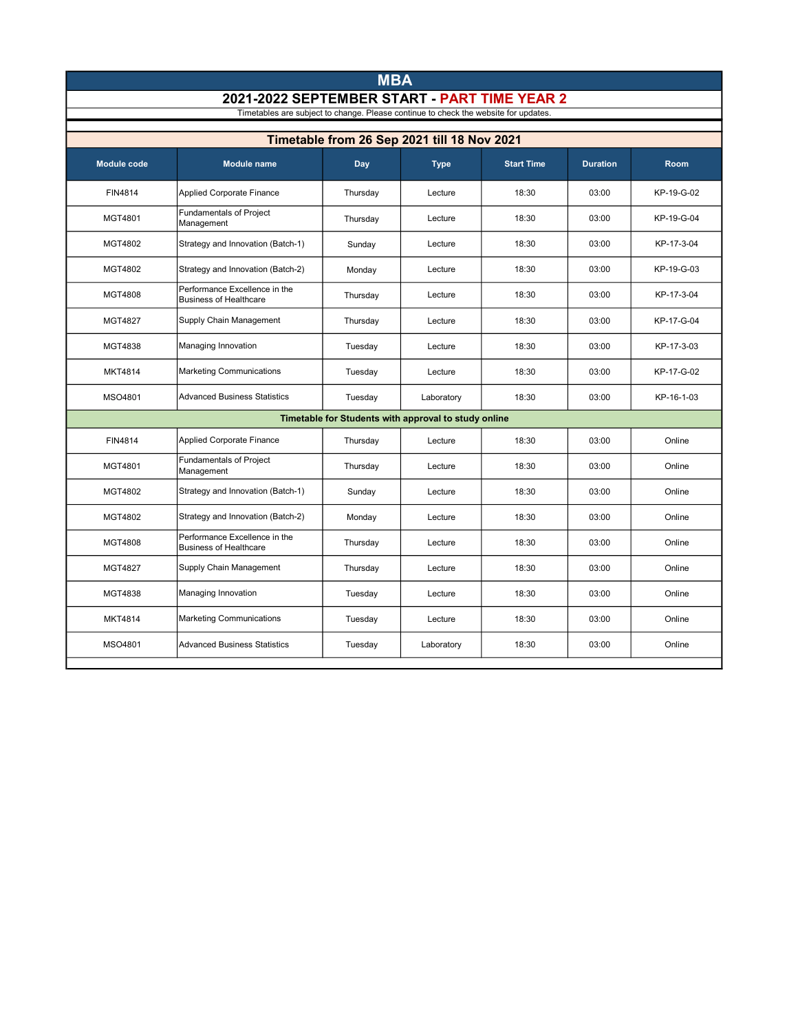# MBA

## 2021-2022 SEPTEMBER START - PART TIME YEAR 2

Timetables are subject to change. Please continue to check the website for updates.

### Timetable from 26 Sep 2021 till 18 Nov 2021

| Module code | Module name | Day | Type | Start Time | Duration | Room |
|---|---|---|---|---|---|---|
| FIN4814 | Applied Corporate Finance | Thursday | Lecture | 18:30 | 03:00 | KP-19-G-02 |
| MGT4801 | Fundamentals of Project Management | Thursday | Lecture | 18:30 | 03:00 | KP-19-G-04 |
| MGT4802 | Strategy and Innovation (Batch-1) | Sunday | Lecture | 18:30 | 03:00 | KP-17-3-04 |
| MGT4802 | Strategy and Innovation (Batch-2) | Monday | Lecture | 18:30 | 03:00 | KP-19-G-03 |
| MGT4808 | Performance Excellence in the Business of Healthcare | Thursday | Lecture | 18:30 | 03:00 | KP-17-3-04 |
| MGT4827 | Supply Chain Management | Thursday | Lecture | 18:30 | 03:00 | KP-17-G-04 |
| MGT4838 | Managing Innovation | Tuesday | Lecture | 18:30 | 03:00 | KP-17-3-03 |
| MKT4814 | Marketing Communications | Tuesday | Lecture | 18:30 | 03:00 | KP-17-G-02 |
| MSO4801 | Advanced Business Statistics | Tuesday | Laboratory | 18:30 | 03:00 | KP-16-1-03 |
| **Timetable for Students with approval to study online** | | | | | | |
| FIN4814 | Applied Corporate Finance | Thursday | Lecture | 18:30 | 03:00 | Online |
| MGT4801 | Fundamentals of Project Management | Thursday | Lecture | 18:30 | 03:00 | Online |
| MGT4802 | Strategy and Innovation (Batch-1) | Sunday | Lecture | 18:30 | 03:00 | Online |
| MGT4802 | Strategy and Innovation (Batch-2) | Monday | Lecture | 18:30 | 03:00 | Online |
| MGT4808 | Performance Excellence in the Business of Healthcare | Thursday | Lecture | 18:30 | 03:00 | Online |
| MGT4827 | Supply Chain Management | Thursday | Lecture | 18:30 | 03:00 | Online |
| MGT4838 | Managing Innovation | Tuesday | Lecture | 18:30 | 03:00 | Online |
| MKT4814 | Marketing Communications | Tuesday | Lecture | 18:30 | 03:00 | Online |
| MSO4801 | Advanced Business Statistics | Tuesday | Laboratory | 18:30 | 03:00 | Online |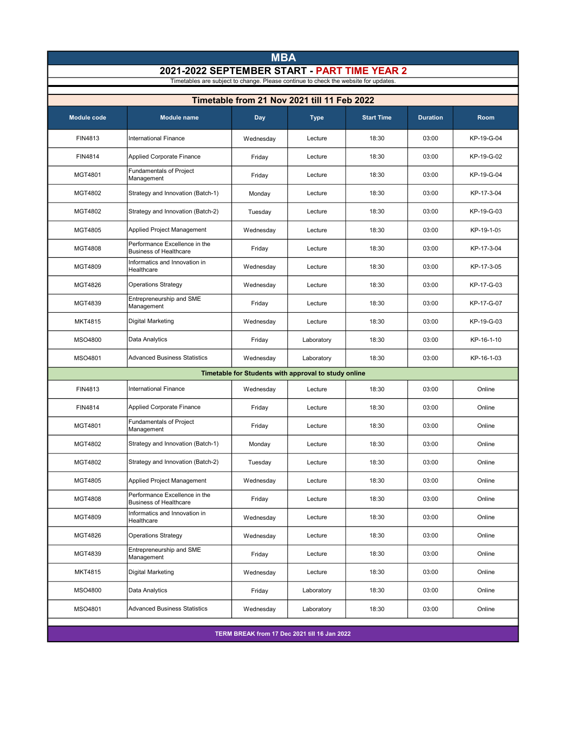# MBA

## 2021-2022 SEPTEMBER START - PART TIME YEAR 2

Timetables are subject to change. Please continue to check the website for updates.

### Timetable from 21 Nov 2021 till 11 Feb 2022

| Module code | Module name | Day | Type | Start Time | Duration | Room |
|---|---|---|---|---|---|---|
| FIN4813 | International Finance | Wednesday | Lecture | 18:30 | 03:00 | KP-19-G-04 |
| FIN4814 | Applied Corporate Finance | Friday | Lecture | 18:30 | 03:00 | KP-19-G-02 |
| MGT4801 | Fundamentals of Project Management | Friday | Lecture | 18:30 | 03:00 | KP-19-G-04 |
| MGT4802 | Strategy and Innovation (Batch-1) | Monday | Lecture | 18:30 | 03:00 | KP-17-3-04 |
| MGT4802 | Strategy and Innovation (Batch-2) | Tuesday | Lecture | 18:30 | 03:00 | KP-19-G-03 |
| MGT4805 | Applied Project Management | Wednesday | Lecture | 18:30 | 03:00 | KP-19-1-05 |
| MGT4808 | Performance Excellence in the Business of Healthcare | Friday | Lecture | 18:30 | 03:00 | KP-17-3-04 |
| MGT4809 | Informatics and Innovation in Healthcare | Wednesday | Lecture | 18:30 | 03:00 | KP-17-3-05 |
| MGT4826 | Operations Strategy | Wednesday | Lecture | 18:30 | 03:00 | KP-17-G-03 |
| MGT4839 | Entrepreneurship and SME Management | Friday | Lecture | 18:30 | 03:00 | KP-17-G-07 |
| MKT4815 | Digital Marketing | Wednesday | Lecture | 18:30 | 03:00 | KP-19-G-03 |
| MSO4800 | Data Analytics | Friday | Laboratory | 18:30 | 03:00 | KP-16-1-10 |
| MSO4801 | Advanced Business Statistics | Wednesday | Laboratory | 18:30 | 03:00 | KP-16-1-03 |
| **Timetable for Students with approval to study online** | | | | | | |
| FIN4813 | International Finance | Wednesday | Lecture | 18:30 | 03:00 | Online |
| FIN4814 | Applied Corporate Finance | Friday | Lecture | 18:30 | 03:00 | Online |
| MGT4801 | Fundamentals of Project Management | Friday | Lecture | 18:30 | 03:00 | Online |
| MGT4802 | Strategy and Innovation (Batch-1) | Monday | Lecture | 18:30 | 03:00 | Online |
| MGT4802 | Strategy and Innovation (Batch-2) | Tuesday | Lecture | 18:30 | 03:00 | Online |
| MGT4805 | Applied Project Management | Wednesday | Lecture | 18:30 | 03:00 | Online |
| MGT4808 | Performance Excellence in the Business of Healthcare | Friday | Lecture | 18:30 | 03:00 | Online |
| MGT4809 | Informatics and Innovation in Healthcare | Wednesday | Lecture | 18:30 | 03:00 | Online |
| MGT4826 | Operations Strategy | Wednesday | Lecture | 18:30 | 03:00 | Online |
| MGT4839 | Entrepreneurship and SME Management | Friday | Lecture | 18:30 | 03:00 | Online |
| MKT4815 | Digital Marketing | Wednesday | Lecture | 18:30 | 03:00 | Online |
| MSO4800 | Data Analytics | Friday | Laboratory | 18:30 | 03:00 | Online |
| MSO4801 | Advanced Business Statistics | Wednesday | Laboratory | 18:30 | 03:00 | Online |

**TERM BREAK from 17 Dec 2021 till 16 Jan 2022**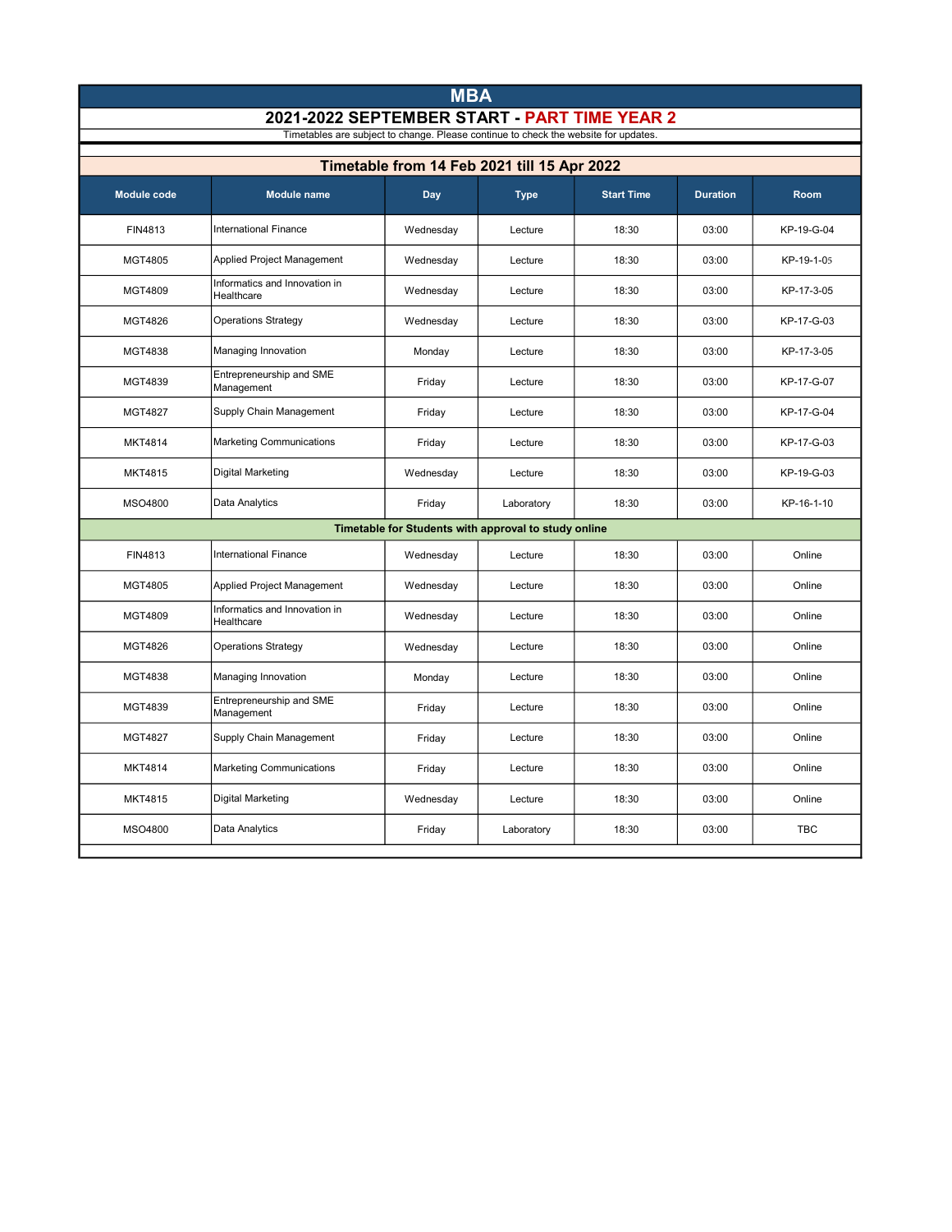# MBA

## 2021-2022 SEPTEMBER START - PART TIME YEAR 2

Timetables are subject to change. Please continue to check the website for updates.

### Timetable from 14 Feb 2021 till 15 Apr 2022

| Module code | Module name | Day | Type | Start Time | Duration | Room |
|---|---|---|---|---|---|---|
| FIN4813 | International Finance | Wednesday | Lecture | 18:30 | 03:00 | KP-19-G-04 |
| MGT4805 | Applied Project Management | Wednesday | Lecture | 18:30 | 03:00 | KP-19-1-05 |
| MGT4809 | Informatics and Innovation in Healthcare | Wednesday | Lecture | 18:30 | 03:00 | KP-17-3-05 |
| MGT4826 | Operations Strategy | Wednesday | Lecture | 18:30 | 03:00 | KP-17-G-03 |
| MGT4838 | Managing Innovation | Monday | Lecture | 18:30 | 03:00 | KP-17-3-05 |
| MGT4839 | Entrepreneurship and SME Management | Friday | Lecture | 18:30 | 03:00 | KP-17-G-07 |
| MGT4827 | Supply Chain Management | Friday | Lecture | 18:30 | 03:00 | KP-17-G-04 |
| MKT4814 | Marketing Communications | Friday | Lecture | 18:30 | 03:00 | KP-17-G-03 |
| MKT4815 | Digital Marketing | Wednesday | Lecture | 18:30 | 03:00 | KP-19-G-03 |
| MSO4800 | Data Analytics | Friday | Laboratory | 18:30 | 03:00 | KP-16-1-10 |
| **Timetable for Students with approval to study online** | | | | | | |
| FIN4813 | International Finance | Wednesday | Lecture | 18:30 | 03:00 | Online |
| MGT4805 | Applied Project Management | Wednesday | Lecture | 18:30 | 03:00 | Online |
| MGT4809 | Informatics and Innovation in Healthcare | Wednesday | Lecture | 18:30 | 03:00 | Online |
| MGT4826 | Operations Strategy | Wednesday | Lecture | 18:30 | 03:00 | Online |
| MGT4838 | Managing Innovation | Monday | Lecture | 18:30 | 03:00 | Online |
| MGT4839 | Entrepreneurship and SME Management | Friday | Lecture | 18:30 | 03:00 | Online |
| MGT4827 | Supply Chain Management | Friday | Lecture | 18:30 | 03:00 | Online |
| MKT4814 | Marketing Communications | Friday | Lecture | 18:30 | 03:00 | Online |
| MKT4815 | Digital Marketing | Wednesday | Lecture | 18:30 | 03:00 | Online |
| MSO4800 | Data Analytics | Friday | Laboratory | 18:30 | 03:00 | TBC |